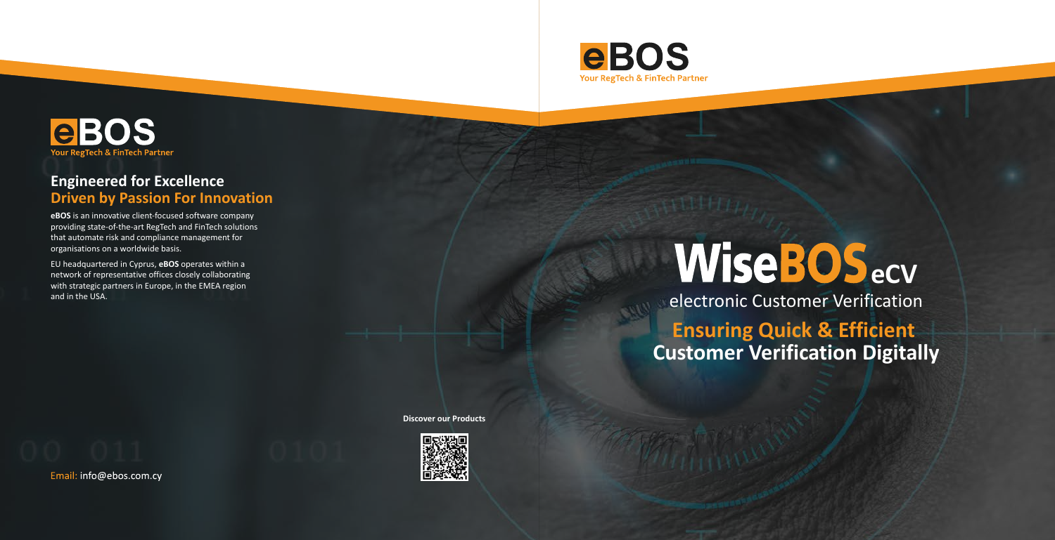**eBOS**
Your RegTech & FinTech Partner

## Engineered for Excellence
## Driven by Passion For Innovation

**eBOS** is an innovative client-focused software company providing state-of-the-art RegTech and FinTech solutions that automate risk and compliance management for organisations on a worldwide basis.

EU headquartered in Cyprus, **eBOS** operates within a network of representative offices closely collaborating with strategic partners in Europe, in the EMEA region and in the USA.

Email: info@ebos.com.cy

**Discover our Products**

**eBOS**
Your RegTech & FinTech Partner

# WiseBOS eCV

electronic Customer Verification

## Ensuring Quick & Efficient Customer Verification Digitally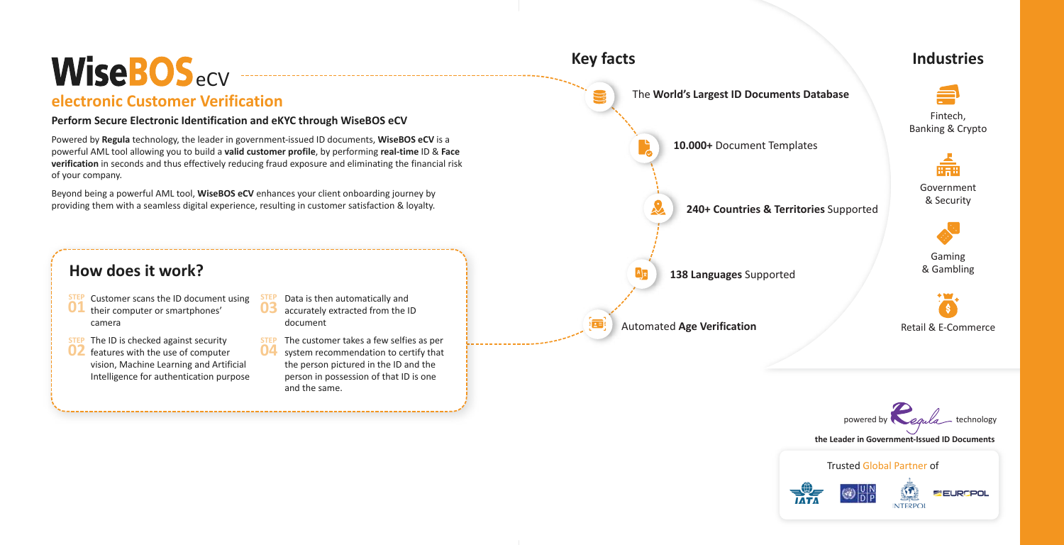# WiseBOS eCV

## electronic Customer Verification

**Perform Secure Electronic Identification and eKYC through WiseBOS eCV**

Powered by **Regula** technology, the leader in government-issued ID documents, **WiseBOS eCV** is a powerful AML tool allowing you to build a **valid customer profile**, by performing **real-time** ID & **Face verification** in seconds and thus effectively reducing fraud exposure and eliminating the financial risk of your company.

Beyond being a powerful AML tool, **WiseBOS eCV** enhances your client onboarding journey by providing them with a seamless digital experience, resulting in customer satisfaction & loyalty.

## How does it work?

**STEP 01** Customer scans the ID document using their computer or smartphones' camera

**STEP 02** The ID is checked against security features with the use of computer vision, Machine Learning and Artificial Intelligence for authentication purpose

**STEP 03** Data is then automatically and accurately extracted from the ID document

**STEP 04** The customer takes a few selfies as per system recommendation to certify that the person pictured in the ID and the person in possession of that ID is one and the same.

## Key facts

- The **World's Largest ID Documents Database**
- **10.000+** Document Templates
- **240+ Countries & Territories** Supported
- **138 Languages** Supported
- Automated **Age Verification**

## Industries

- Fintech, Banking & Crypto
- Government & Security
- Gaming & Gambling
- Retail & E-Commerce

powered by Regula technology

**the Leader in Government-Issued ID Documents**

Trusted Global Partner of

IATA, UNDP, INTERPOL, EUROPOL